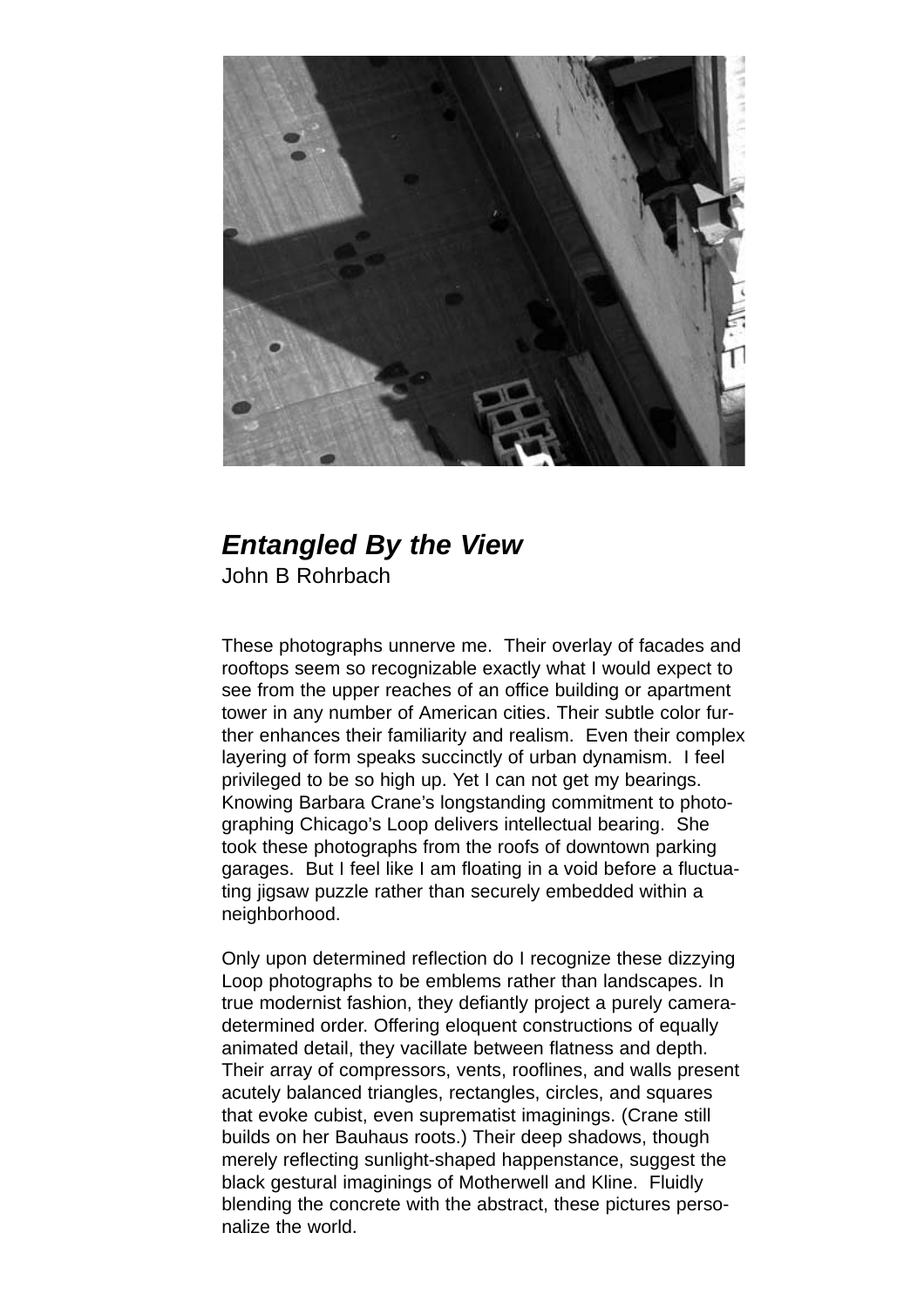## ***Entangled By the View***

John B Rohrbach

These photographs unnerve me. Their overlay of facades and rooftops seem so recognizable exactly what I would expect to see from the upper reaches of an office building or apartment tower in any number of American cities. Their subtle color further enhances their familiarity and realism. Even their complex layering of form speaks succinctly of urban dynamism. I feel privileged to be so high up. Yet I can not get my bearings. Knowing Barbara Crane's longstanding commitment to photographing Chicago's Loop delivers intellectual bearing. She took these photographs from the roofs of downtown parking garages. But I feel like I am floating in a void before a fluctuating jigsaw puzzle rather than securely embedded within a neighborhood.

Only upon determined reflection do I recognize these dizzying Loop photographs to be emblems rather than landscapes. In true modernist fashion, they defiantly project a purely camera-determined order. Offering eloquent constructions of equally animated detail, they vacillate between flatness and depth. Their array of compressors, vents, rooflines, and walls present acutely balanced triangles, rectangles, circles, and squares that evoke cubist, even suprematist imaginings. (Crane still builds on her Bauhaus roots.) Their deep shadows, though merely reflecting sunlight-shaped happenstance, suggest the black gestural imaginings of Motherwell and Kline. Fluidly blending the concrete with the abstract, these pictures personalize the world.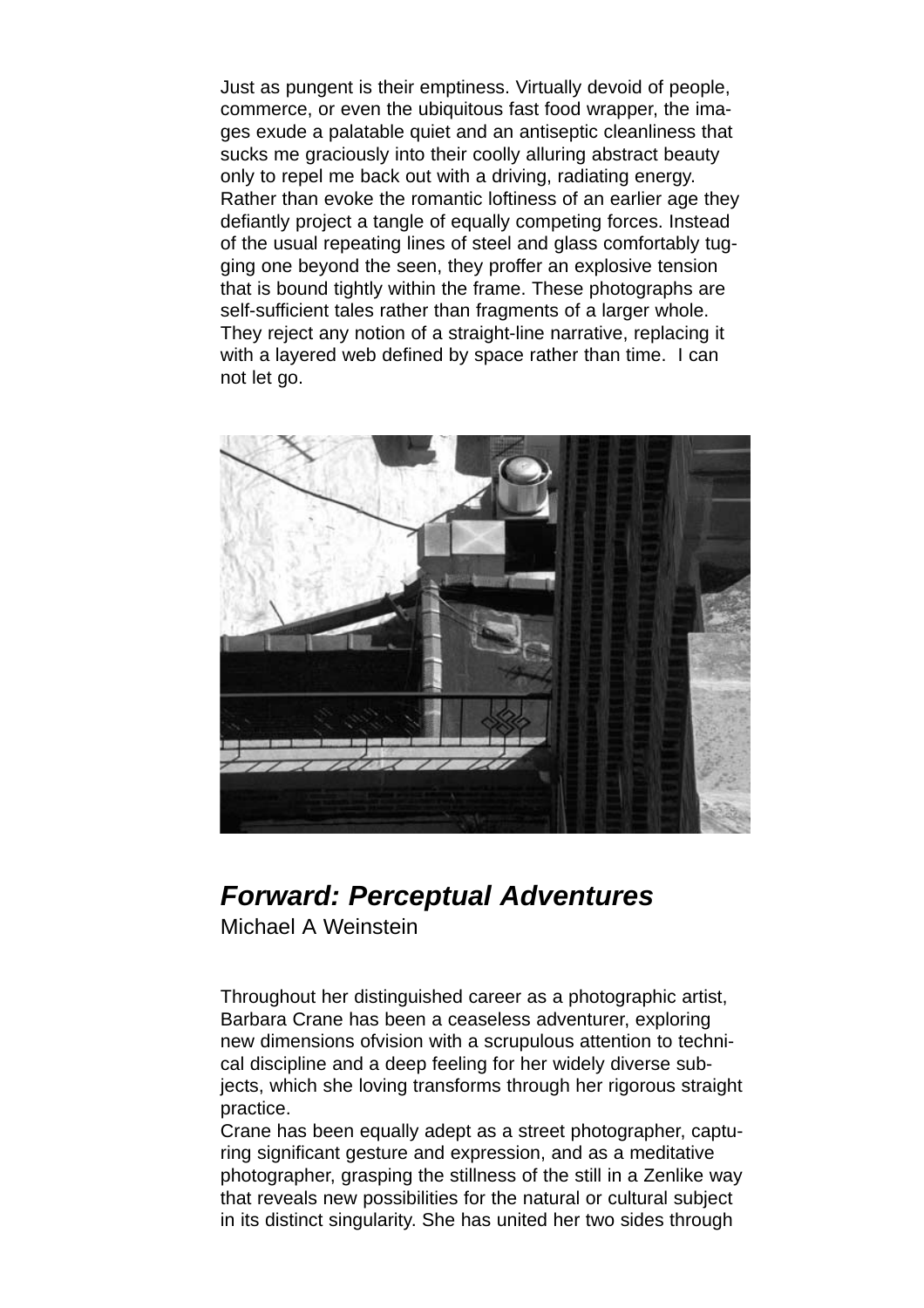Just as pungent is their emptiness. Virtually devoid of people, commerce, or even the ubiquitous fast food wrapper, the images exude a palatable quiet and an antiseptic cleanliness that sucks me graciously into their coolly alluring abstract beauty only to repel me back out with a driving, radiating energy. Rather than evoke the romantic loftiness of an earlier age they defiantly project a tangle of equally competing forces. Instead of the usual repeating lines of steel and glass comfortably tugging one beyond the seen, they proffer an explosive tension that is bound tightly within the frame. These photographs are self-sufficient tales rather than fragments of a larger whole. They reject any notion of a straight-line narrative, replacing it with a layered web defined by space rather than time. I can not let go.

## *Forward: Perceptual Adventures*

Michael A Weinstein

Throughout her distinguished career as a photographic artist, Barbara Crane has been a ceaseless adventurer, exploring new dimensions ofvision with a scrupulous attention to technical discipline and a deep feeling for her widely diverse subjects, which she loving transforms through her rigorous straight practice.

Crane has been equally adept as a street photographer, capturing significant gesture and expression, and as a meditative photographer, grasping the stillness of the still in a Zenlike way that reveals new possibilities for the natural or cultural subject in its distinct singularity. She has united her two sides through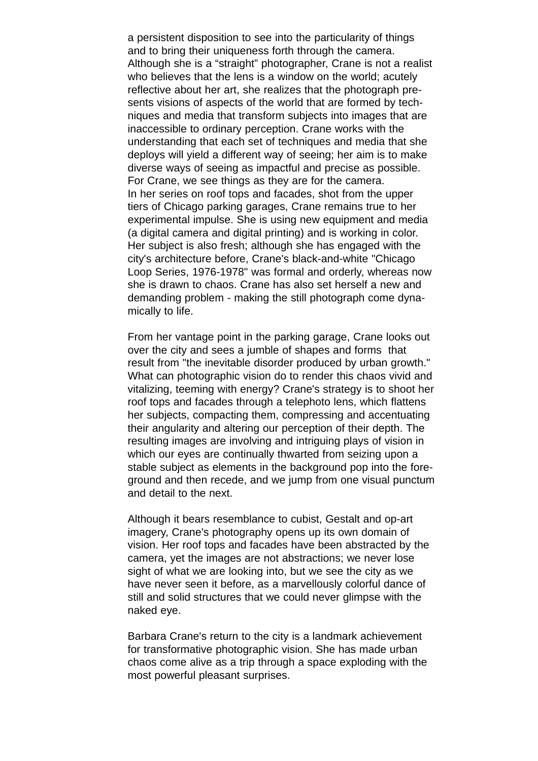a persistent disposition to see into the particularity of things and to bring their uniqueness forth through the camera. Although she is a “straight” photographer, Crane is not a realist who believes that the lens is a window on the world; acutely reflective about her art, she realizes that the photograph presents visions of aspects of the world that are formed by techniques and media that transform subjects into images that are inaccessible to ordinary perception. Crane works with the understanding that each set of techniques and media that she deploys will yield a different way of seeing; her aim is to make diverse ways of seeing as impactful and precise as possible. For Crane, we see things as they are for the camera.
In her series on roof tops and facades, shot from the upper tiers of Chicago parking garages, Crane remains true to her experimental impulse. She is using new equipment and media (a digital camera and digital printing) and is working in color. Her subject is also fresh; although she has engaged with the city's architecture before, Crane's black-and-white "Chicago Loop Series, 1976-1978" was formal and orderly, whereas now she is drawn to chaos. Crane has also set herself a new and demanding problem - making the still photograph come dynamically to life.

From her vantage point in the parking garage, Crane looks out over the city and sees a jumble of shapes and forms that result from "the inevitable disorder produced by urban growth." What can photographic vision do to render this chaos vivid and vitalizing, teeming with energy? Crane's strategy is to shoot her roof tops and facades through a telephoto lens, which flattens her subjects, compacting them, compressing and accentuating their angularity and altering our perception of their depth. The resulting images are involving and intriguing plays of vision in which our eyes are continually thwarted from seizing upon a stable subject as elements in the background pop into the foreground and then recede, and we jump from one visual punctum and detail to the next.

Although it bears resemblance to cubist, Gestalt and op-art imagery, Crane's photography opens up its own domain of vision. Her roof tops and facades have been abstracted by the camera, yet the images are not abstractions; we never lose sight of what we are looking into, but we see the city as we have never seen it before, as a marvellously colorful dance of still and solid structures that we could never glimpse with the naked eye.

Barbara Crane's return to the city is a landmark achievement for transformative photographic vision. She has made urban chaos come alive as a trip through a space exploding with the most powerful pleasant surprises.